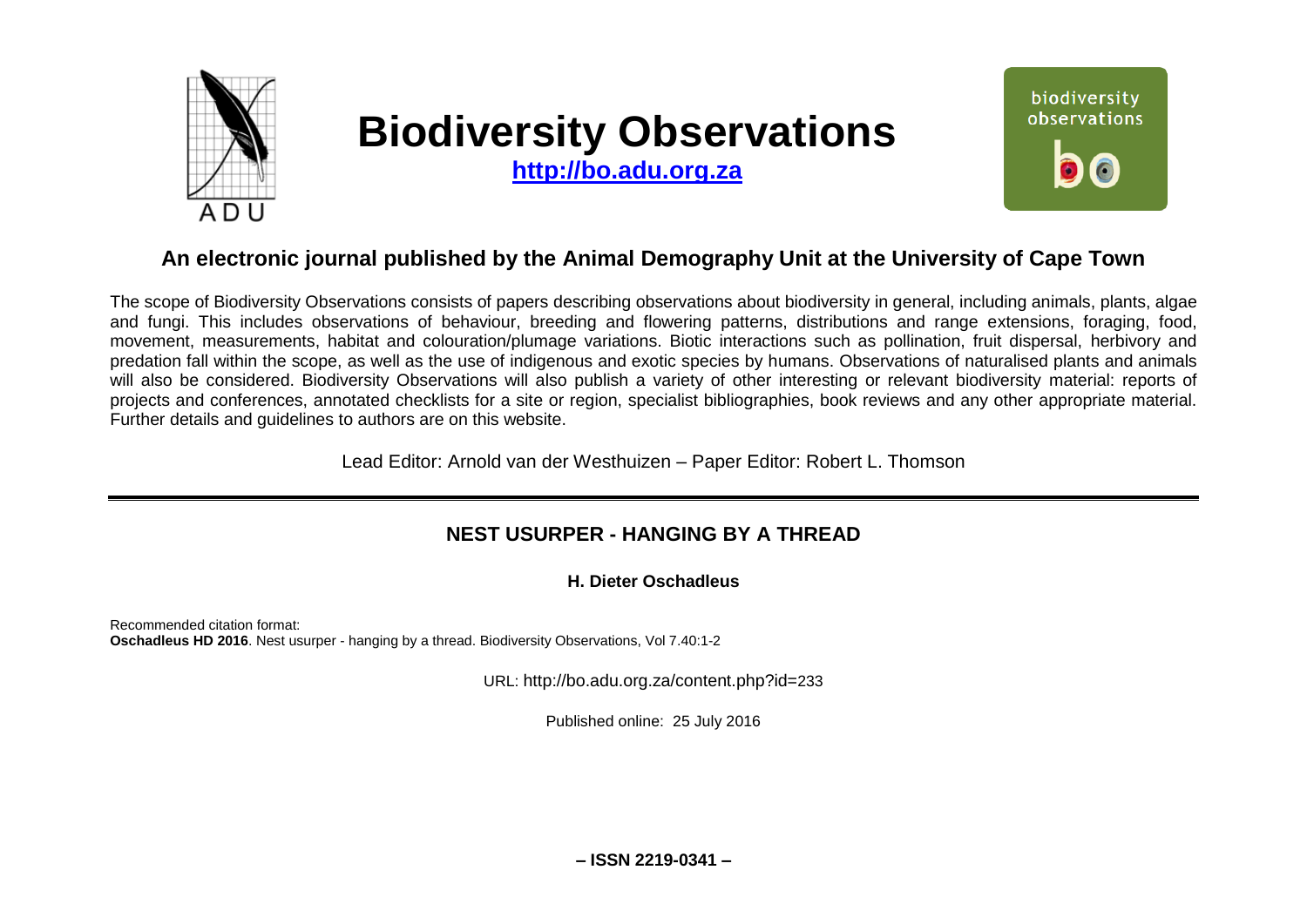# Biodiversity Observations

**http://bo.adu.org.za**

## An electronic journal published by the Animal Demography Unit at the University of Cape Town

The scope of Biodiversity Observations consists of papers describing observations about biodiversity in general, including animals, plants, algae and fungi. This includes observations of behaviour, breeding and flowering patterns, distributions and range extensions, foraging, food, movement, measurements, habitat and colouration/plumage variations. Biotic interactions such as pollination, fruit dispersal, herbivory and predation fall within the scope, as well as the use of indigenous and exotic species by humans. Observations of naturalised plants and animals will also be considered. Biodiversity Observations will also publish a variety of other interesting or relevant biodiversity material: reports of projects and conferences, annotated checklists for a site or region, specialist bibliographies, book reviews and any other appropriate material. Further details and guidelines to authors are on this website.

Lead Editor: Arnold van der Westhuizen – Paper Editor: Robert L. Thomson

---

## NEST USURPER - HANGING BY A THREAD

**H. Dieter Oschadleus**

Recommended citation format:
**Oschadleus HD 2016**. Nest usurper - hanging by a thread. Biodiversity Observations, Vol 7.40:1-2

URL: http://bo.adu.org.za/content.php?id=233

Published online: 25 July 2016

**– ISSN 2219-0341 –**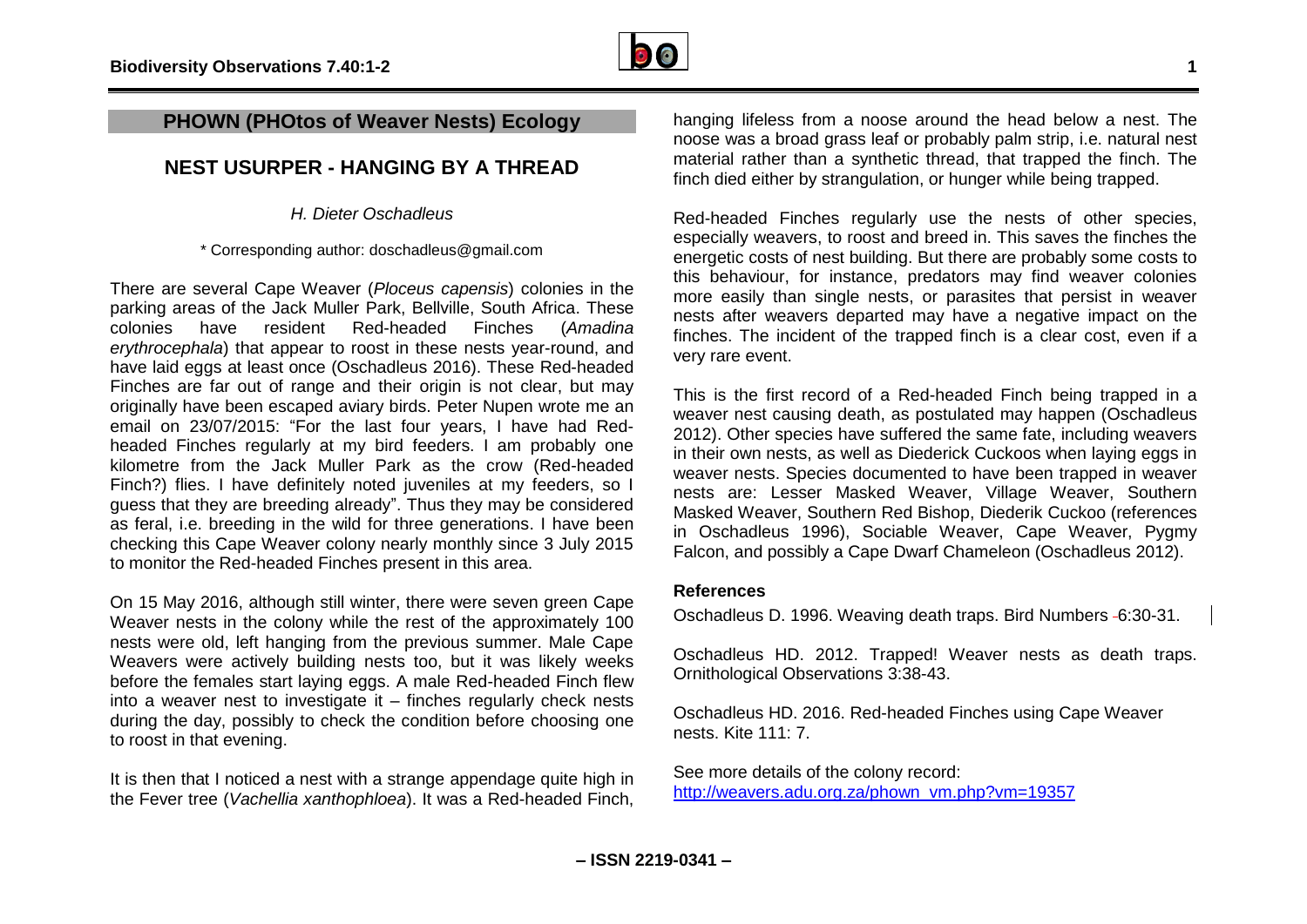## PHOWN (PHOtos of Weaver Nests) Ecology

# NEST USURPER - HANGING BY A THREAD

*H. Dieter Oschadleus*

\* Corresponding author: doschadleus@gmail.com

There are several Cape Weaver (*Ploceus capensis*) colonies in the parking areas of the Jack Muller Park, Bellville, South Africa. These colonies have resident Red-headed Finches (*Amadina erythrocephala*) that appear to roost in these nests year-round, and have laid eggs at least once (Oschadleus 2016). These Red-headed Finches are far out of range and their origin is not clear, but may originally have been escaped aviary birds. Peter Nupen wrote me an email on 23/07/2015: "For the last four years, I have had Red-headed Finches regularly at my bird feeders. I am probably one kilometre from the Jack Muller Park as the crow (Red-headed Finch?) flies. I have definitely noted juveniles at my feeders, so I guess that they are breeding already". Thus they may be considered as feral, i.e. breeding in the wild for three generations. I have been checking this Cape Weaver colony nearly monthly since 3 July 2015 to monitor the Red-headed Finches present in this area.

On 15 May 2016, although still winter, there were seven green Cape Weaver nests in the colony while the rest of the approximately 100 nests were old, left hanging from the previous summer. Male Cape Weavers were actively building nests too, but it was likely weeks before the females start laying eggs. A male Red-headed Finch flew into a weaver nest to investigate it – finches regularly check nests during the day, possibly to check the condition before choosing one to roost in that evening.

It is then that I noticed a nest with a strange appendage quite high in the Fever tree (*Vachellia xanthophloea*). It was a Red-headed Finch, hanging lifeless from a noose around the head below a nest. The noose was a broad grass leaf or probably palm strip, i.e. natural nest material rather than a synthetic thread, that trapped the finch. The finch died either by strangulation, or hunger while being trapped.

Red-headed Finches regularly use the nests of other species, especially weavers, to roost and breed in. This saves the finches the energetic costs of nest building. But there are probably some costs to this behaviour, for instance, predators may find weaver colonies more easily than single nests, or parasites that persist in weaver nests after weavers departed may have a negative impact on the finches. The incident of the trapped finch is a clear cost, even if a very rare event.

This is the first record of a Red-headed Finch being trapped in a weaver nest causing death, as postulated may happen (Oschadleus 2012). Other species have suffered the same fate, including weavers in their own nests, as well as Diederick Cuckoos when laying eggs in weaver nests. Species documented to have been trapped in weaver nests are: Lesser Masked Weaver, Village Weaver, Southern Masked Weaver, Southern Red Bishop, Diederik Cuckoo (references in Oschadleus 1996), Sociable Weaver, Cape Weaver, Pygmy Falcon, and possibly a Cape Dwarf Chameleon (Oschadleus 2012).

### References

Oschadleus D. 1996. Weaving death traps. Bird Numbers 6:30-31.

Oschadleus HD. 2012. Trapped! Weaver nests as death traps. Ornithological Observations 3:38-43.

Oschadleus HD. 2016. Red-headed Finches using Cape Weaver nests. Kite 111: 7.

See more details of the colony record:
http://weavers.adu.org.za/phown_vm.php?vm=19357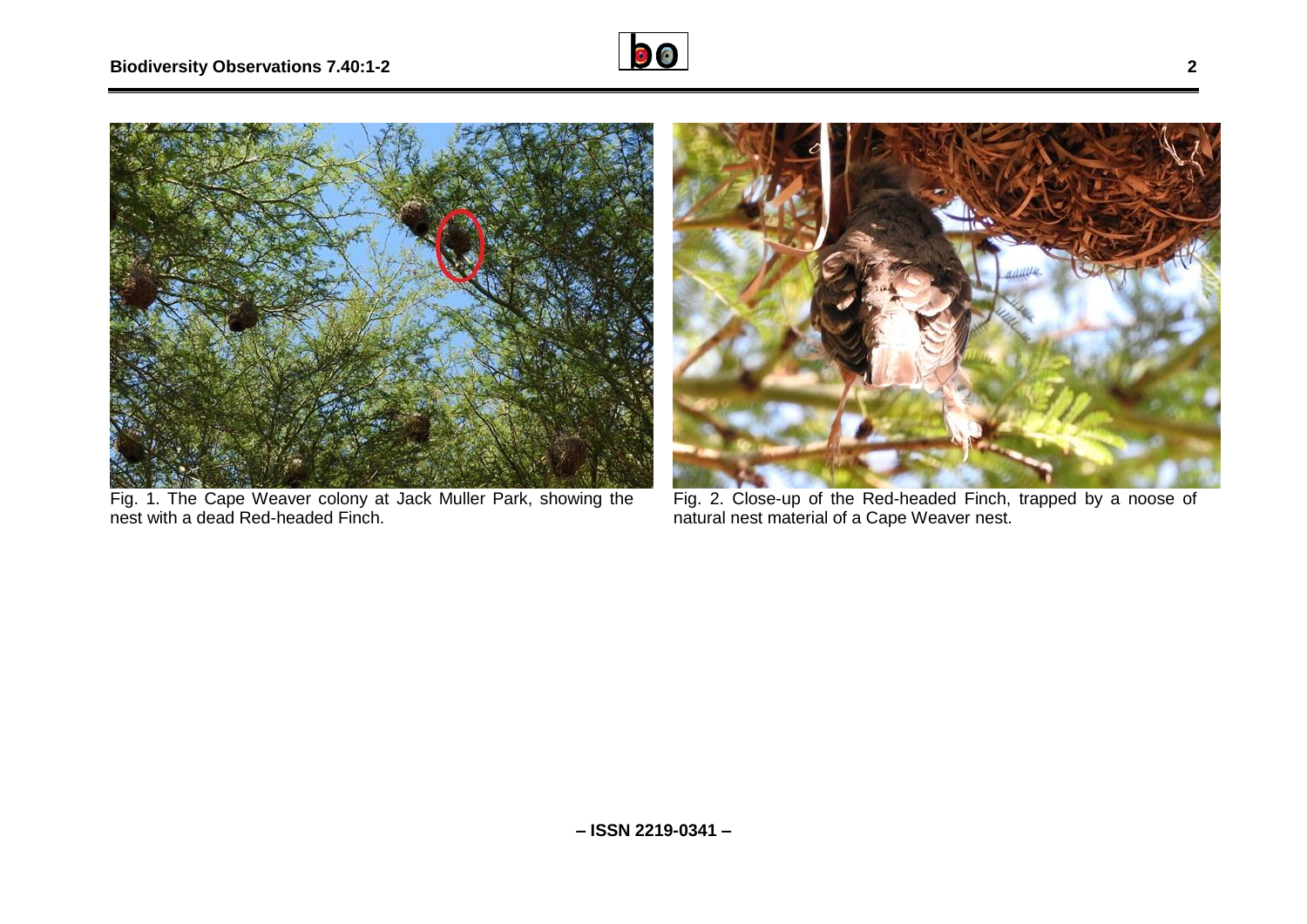Fig. 1. The Cape Weaver colony at Jack Muller Park, showing the nest with a dead Red-headed Finch.

Fig. 2. Close-up of the Red-headed Finch, trapped by a noose of natural nest material of a Cape Weaver nest.

**– ISSN 2219-0341 –**